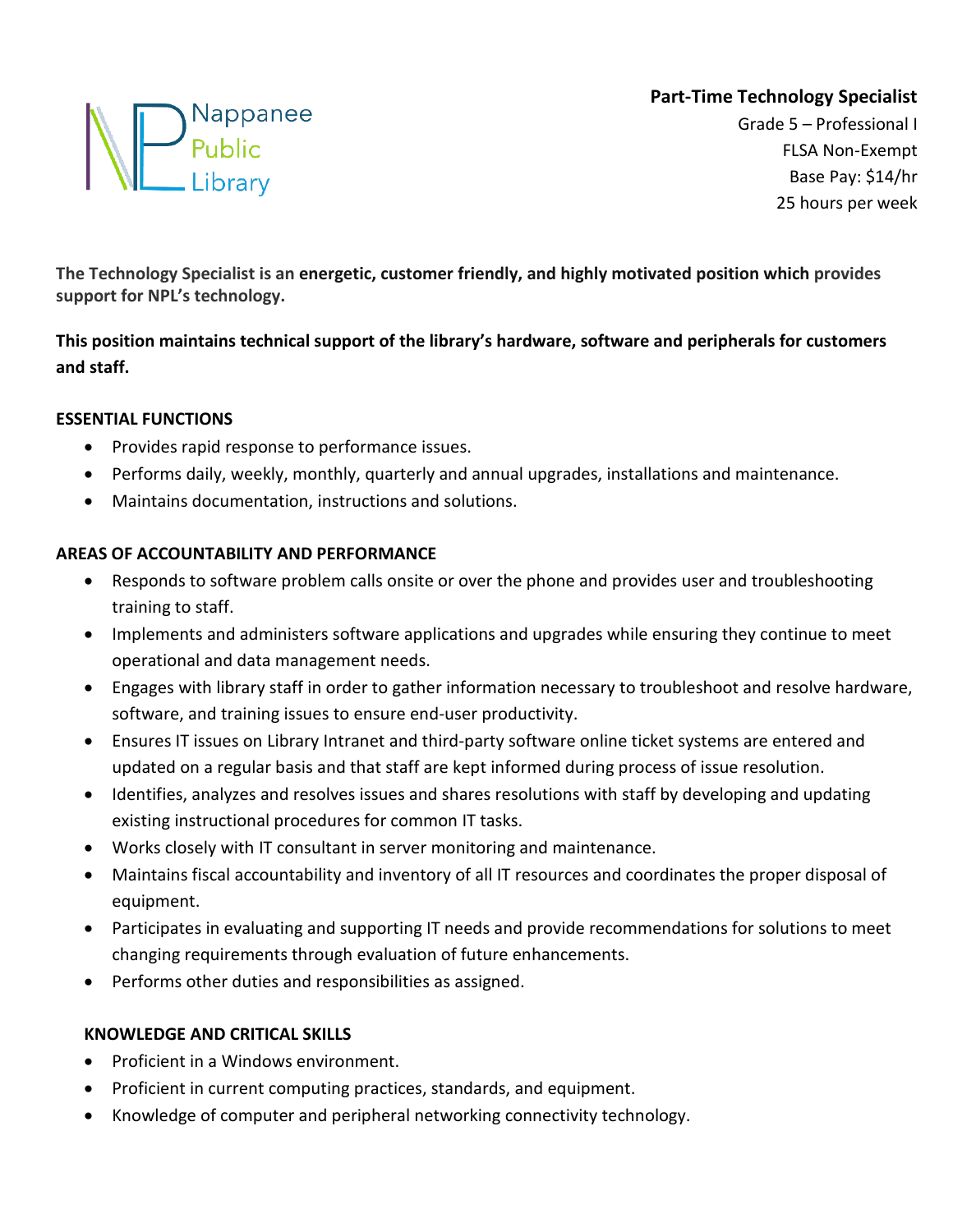Nappanee Public Library

**Part-Time Technology Specialist**

Grade 5 – Professional I
FLSA Non-Exempt
Base Pay: $14/hr
25 hours per week

**The Technology Specialist is an energetic, customer friendly, and highly motivated position which provides support for NPL's technology.**

**This position maintains technical support of the library's hardware, software and peripherals for customers and staff.**

**ESSENTIAL FUNCTIONS**

- Provides rapid response to performance issues.
- Performs daily, weekly, monthly, quarterly and annual upgrades, installations and maintenance.
- Maintains documentation, instructions and solutions.

**AREAS OF ACCOUNTABILITY AND PERFORMANCE**

- Responds to software problem calls onsite or over the phone and provides user and troubleshooting training to staff.
- Implements and administers software applications and upgrades while ensuring they continue to meet operational and data management needs.
- Engages with library staff in order to gather information necessary to troubleshoot and resolve hardware, software, and training issues to ensure end-user productivity.
- Ensures IT issues on Library Intranet and third-party software online ticket systems are entered and updated on a regular basis and that staff are kept informed during process of issue resolution.
- Identifies, analyzes and resolves issues and shares resolutions with staff by developing and updating existing instructional procedures for common IT tasks.
- Works closely with IT consultant in server monitoring and maintenance.
- Maintains fiscal accountability and inventory of all IT resources and coordinates the proper disposal of equipment.
- Participates in evaluating and supporting IT needs and provide recommendations for solutions to meet changing requirements through evaluation of future enhancements.
- Performs other duties and responsibilities as assigned.

**KNOWLEDGE AND CRITICAL SKILLS**

- Proficient in a Windows environment.
- Proficient in current computing practices, standards, and equipment.
- Knowledge of computer and peripheral networking connectivity technology.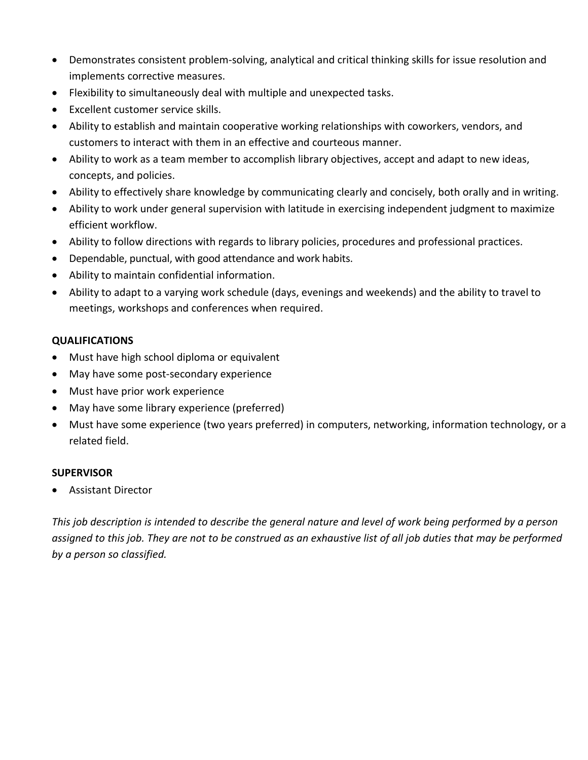- Demonstrates consistent problem-solving, analytical and critical thinking skills for issue resolution and implements corrective measures.
- Flexibility to simultaneously deal with multiple and unexpected tasks.
- Excellent customer service skills.
- Ability to establish and maintain cooperative working relationships with coworkers, vendors, and customers to interact with them in an effective and courteous manner.
- Ability to work as a team member to accomplish library objectives, accept and adapt to new ideas, concepts, and policies.
- Ability to effectively share knowledge by communicating clearly and concisely, both orally and in writing.
- Ability to work under general supervision with latitude in exercising independent judgment to maximize efficient workflow.
- Ability to follow directions with regards to library policies, procedures and professional practices.
- Dependable, punctual, with good attendance and work habits.
- Ability to maintain confidential information.
- Ability to adapt to a varying work schedule (days, evenings and weekends) and the ability to travel to meetings, workshops and conferences when required.

**QUALIFICATIONS**

- Must have high school diploma or equivalent
- May have some post-secondary experience
- Must have prior work experience
- May have some library experience (preferred)
- Must have some experience (two years preferred) in computers, networking, information technology, or a related field.

**SUPERVISOR**

- Assistant Director

*This job description is intended to describe the general nature and level of work being performed by a person assigned to this job. They are not to be construed as an exhaustive list of all job duties that may be performed by a person so classified.*